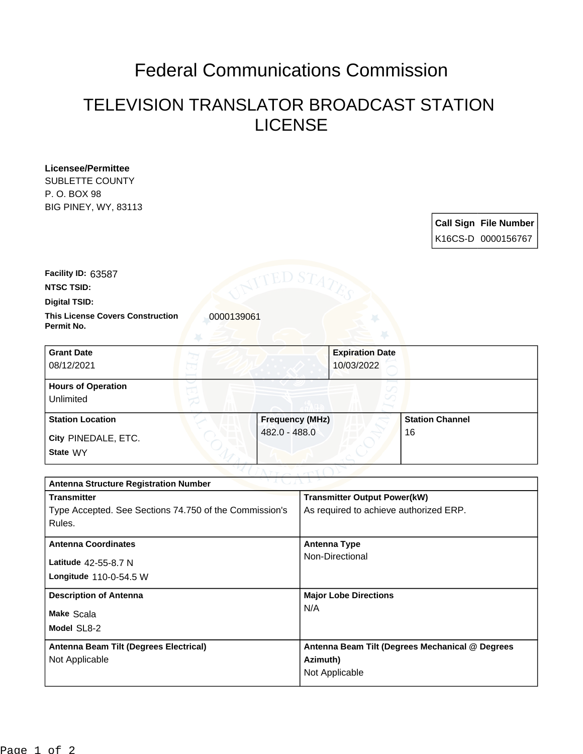# Federal Communications Commission

## TELEVISION TRANSLATOR BROADCAST STATION LICENSE

**Licensee/Permittee**
SUBLETTE COUNTY
P. O. BOX 98
BIG PINEY, WY, 83113

| Call Sign | File Number |
| --- | --- |
| K16CS-D | 0000156767 |

**Facility ID:** 63587

**NTSC TSID:**

**Digital TSID:**

**This License Covers Construction Permit No.** 0000139061

| Grant Date | Expiration Date |
| --- | --- |
| 08/12/2021 | 10/03/2022 |

| Hours of Operation |
| --- |
| Unlimited |

| Station Location | Frequency (MHz) | Station Channel |
| --- | --- | --- |
| City PINEDALE, ETC.<br>State WY | 482.0 - 488.0 | 16 |

| Antenna Structure Registration Number | |
| --- | --- |
| **Transmitter**<br>Type Accepted. See Sections 74.750 of the Commission's Rules. | **Transmitter Output Power(kW)**<br>As required to achieve authorized ERP. |
| **Antenna Coordinates**<br>Latitude 42-55-8.7 N<br>Longitude 110-0-54.5 W | **Antenna Type**<br>Non-Directional |
| **Description of Antenna**<br>Make Scala<br>Model SL8-2 | **Major Lobe Directions**<br>N/A |
| **Antenna Beam Tilt (Degrees Electrical)**<br>Not Applicable | **Antenna Beam Tilt (Degrees Mechanical @ Degrees Azimuth)**<br>Not Applicable |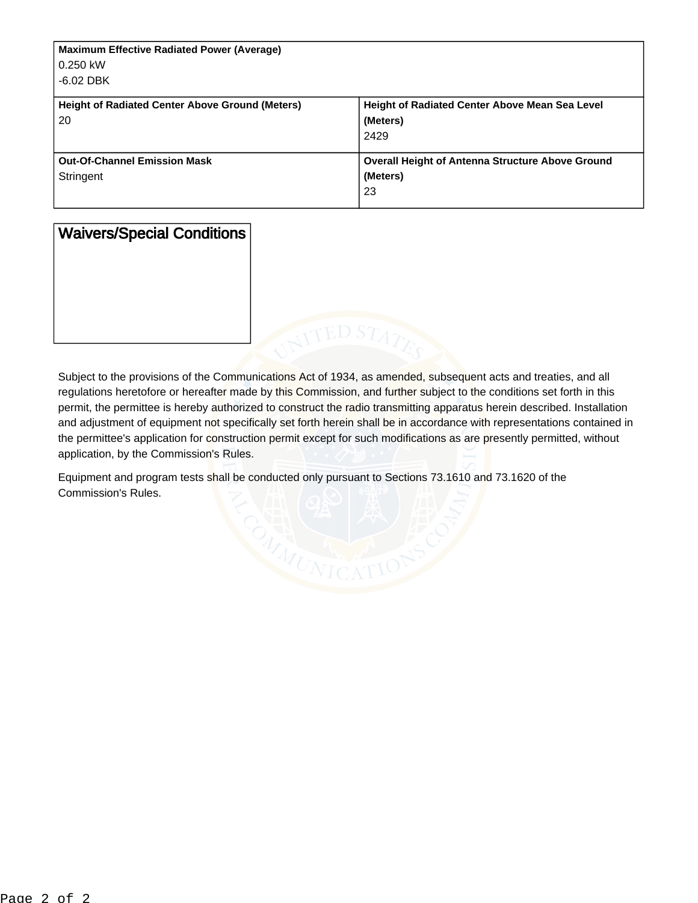| | |
|---|---|
| **Maximum Effective Radiated Power (Average)**<br>0.250 kW<br>-6.02 DBK | |
| **Height of Radiated Center Above Ground (Meters)**<br>20 | **Height of Radiated Center Above Mean Sea Level (Meters)**<br>2429 |
| **Out-Of-Channel Emission Mask**<br>Stringent | **Overall Height of Antenna Structure Above Ground (Meters)**<br>23 |

## Waivers/Special Conditions

Subject to the provisions of the Communications Act of 1934, as amended, subsequent acts and treaties, and all regulations heretofore or hereafter made by this Commission, and further subject to the conditions set forth in this permit, the permittee is hereby authorized to construct the radio transmitting apparatus herein described. Installation and adjustment of equipment not specifically set forth herein shall be in accordance with representations contained in the permittee's application for construction permit except for such modifications as are presently permitted, without application, by the Commission's Rules.

Equipment and program tests shall be conducted only pursuant to Sections 73.1610 and 73.1620 of the Commission's Rules.